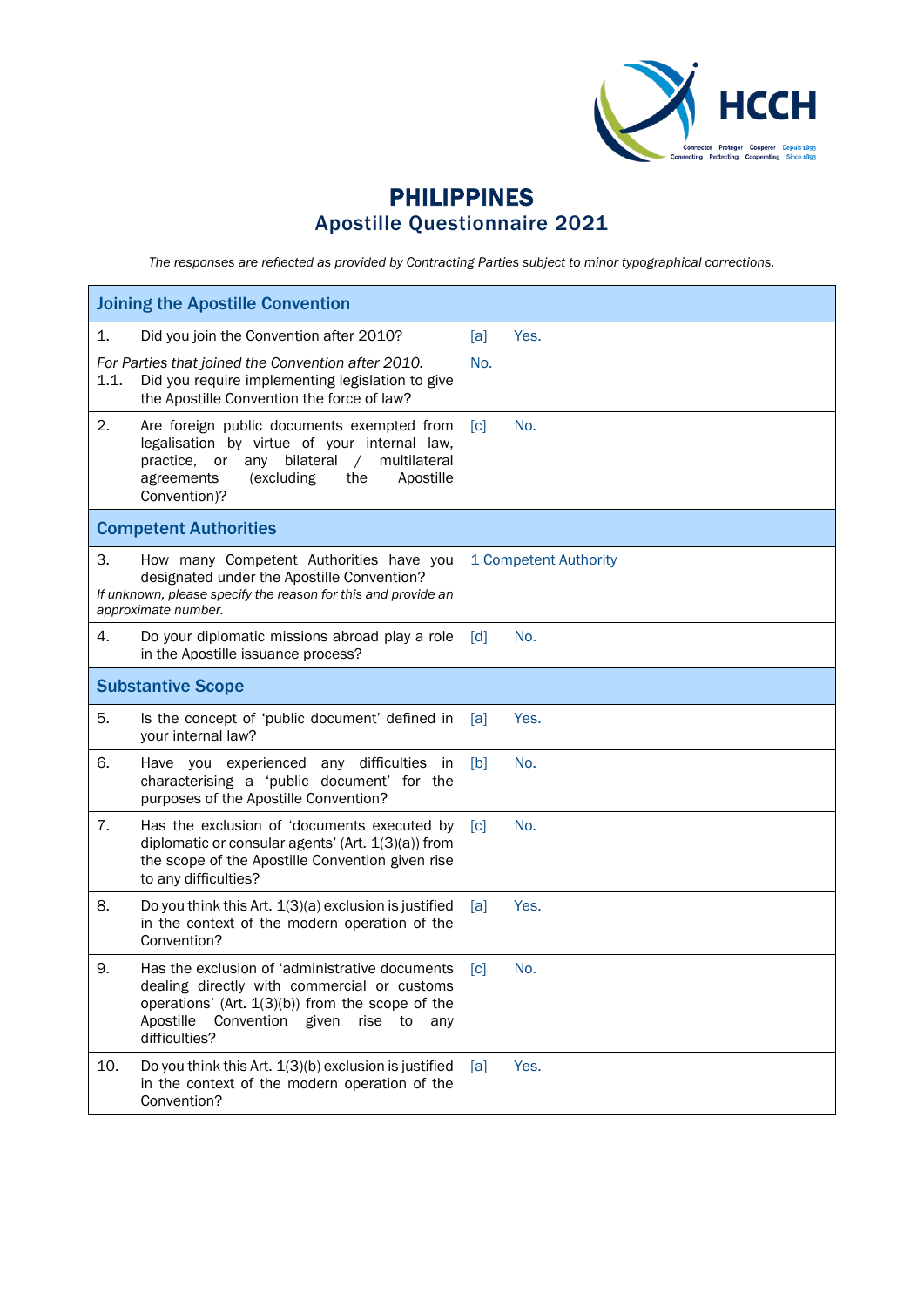# PHILIPPINES
## Apostille Questionnaire 2021

*The responses are reflected as provided by Contracting Parties subject to minor typographical corrections.*

| Joining the Apostille Convention | |
|---|---|
| 1. Did you join the Convention after 2010? | [a] Yes. |
| *For Parties that joined the Convention after 2010.* 1.1. Did you require implementing legislation to give the Apostille Convention the force of law? | No. |
| 2. Are foreign public documents exempted from legalisation by virtue of your internal law, practice, or any bilateral / multilateral agreements (excluding the Apostille Convention)? | [c] No. |
| **Competent Authorities** | |
| 3. How many Competent Authorities have you designated under the Apostille Convention? *If unknown, please specify the reason for this and provide an approximate number.* | 1 Competent Authority |
| 4. Do your diplomatic missions abroad play a role in the Apostille issuance process? | [d] No. |
| **Substantive Scope** | |
| 5. Is the concept of 'public document' defined in your internal law? | [a] Yes. |
| 6. Have you experienced any difficulties in characterising a 'public document' for the purposes of the Apostille Convention? | [b] No. |
| 7. Has the exclusion of 'documents executed by diplomatic or consular agents' (Art. 1(3)(a)) from the scope of the Apostille Convention given rise to any difficulties? | [c] No. |
| 8. Do you think this Art. 1(3)(a) exclusion is justified in the context of the modern operation of the Convention? | [a] Yes. |
| 9. Has the exclusion of 'administrative documents dealing directly with commercial or customs operations' (Art. 1(3)(b)) from the scope of the Apostille Convention given rise to any difficulties? | [c] No. |
| 10. Do you think this Art. 1(3)(b) exclusion is justified in the context of the modern operation of the Convention? | [a] Yes. |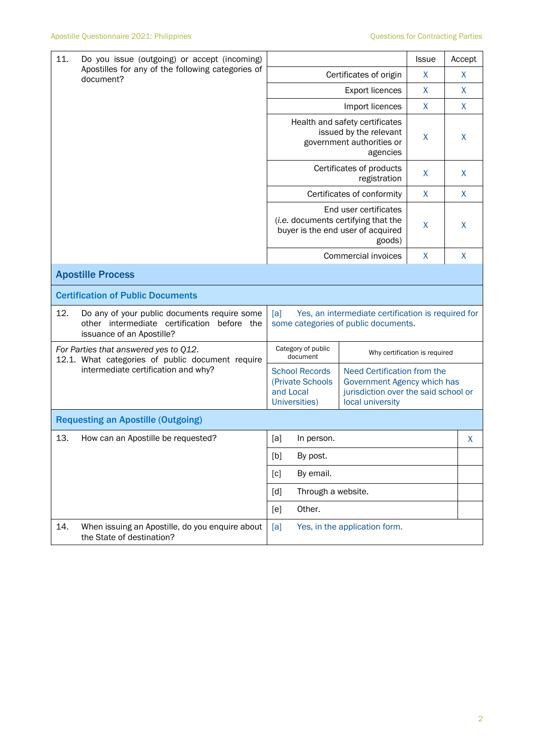| | | Issue | Accept |
|---|---|---|---|
| 11. Do you issue (outgoing) or accept (incoming) Apostilles for any of the following categories of document? | Certificates of origin | X | X |
| | Export licences | X | X |
| | Import licences | X | X |
| | Health and safety certificates issued by the relevant government authorities or agencies | X | X |
| | Certificates of products registration | X | X |
| | Certificates of conformity | X | X |
| | End user certificates (*i.e.* documents certifying that the buyer is the end user of acquired goods) | X | X |
| | Commercial invoices | X | X |

## Apostille Process

### Certification of Public Documents

| | |
|---|---|
| 12. Do any of your public documents require some other intermediate certification before the issuance of an Apostille? | [a] Yes, an intermediate certification is required for some categories of public documents. |

| | Category of public document | Why certification is required |
|---|---|---|
| *For Parties that answered yes to Q12.* 12.1. What categories of public document require intermediate certification and why? | School Records (Private Schools and Local Universities) | Need Certification from the Government Agency which has jurisdiction over the said school or local university |

### Requesting an Apostille (Outgoing)

| | | |
|---|---|---|
| 13. How can an Apostille be requested? | [a] In person. | X |
| | [b] By post. | |
| | [c] By email. | |
| | [d] Through a website. | |
| | [e] Other. | |

| | |
|---|---|
| 14. When issuing an Apostille, do you enquire about the State of destination? | [a] Yes, in the application form. |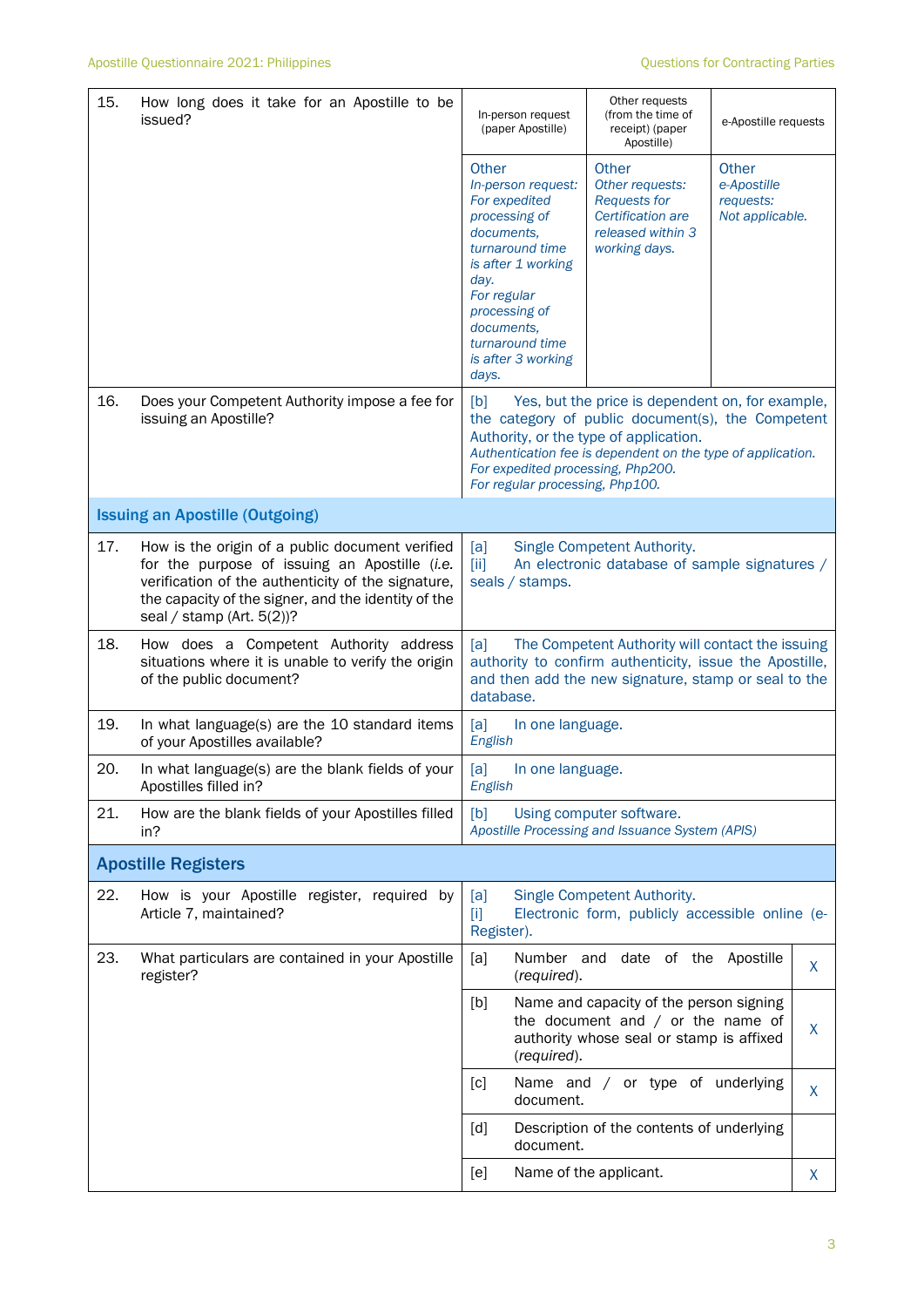| | | | | |
|---|---|---|---|---|
| 15. | How long does it take for an Apostille to be issued? | In-person request (paper Apostille) | Other requests (from the time of receipt) (paper Apostille) | e-Apostille requests |
| | | Other<br>*In-person request: For expedited processing of documents, turnaround time is after 1 working day. For regular processing of documents, turnaround time is after 3 working days.* | Other<br>*Other requests: Requests for Certification are released within 3 working days.* | Other<br>*e-Apostille requests: Not applicable.* |
| 16. | Does your Competent Authority impose a fee for issuing an Apostille? | [b] Yes, but the price is dependent on, for example, the category of public document(s), the Competent Authority, or the type of application.<br>*Authentication fee is dependent on the type of application. For expedited processing, Php200. For regular processing, Php100.* | | |

## Issuing an Apostille (Outgoing)

| | | |
|---|---|---|
| 17. | How is the origin of a public document verified for the purpose of issuing an Apostille (*i.e.* verification of the authenticity of the signature, the capacity of the signer, and the identity of the seal / stamp (Art. 5(2))? | [a] Single Competent Authority.<br>[ii] An electronic database of sample signatures / seals / stamps. |
| 18. | How does a Competent Authority address situations where it is unable to verify the origin of the public document? | [a] The Competent Authority will contact the issuing authority to confirm authenticity, issue the Apostille, and then add the new signature, stamp or seal to the database. |
| 19. | In what language(s) are the 10 standard items of your Apostilles available? | [a] In one language.<br>*English* |
| 20. | In what language(s) are the blank fields of your Apostilles filled in? | [a] In one language.<br>*English* |
| 21. | How are the blank fields of your Apostilles filled in? | [b] Using computer software.<br>*Apostille Processing and Issuance System (APIS)* |

## Apostille Registers

| | | | |
|---|---|---|---|
| 22. | How is your Apostille register, required by Article 7, maintained? | [a] Single Competent Authority.<br>[i] Electronic form, publicly accessible online (e-Register). | |
| 23. | What particulars are contained in your Apostille register? | [a] Number and date of the Apostille (*required*). | X |
| | | [b] Name and capacity of the person signing the document and / or the name of authority whose seal or stamp is affixed (*required*). | X |
| | | [c] Name and / or type of underlying document. | X |
| | | [d] Description of the contents of underlying document. | |
| | | [e] Name of the applicant. | X |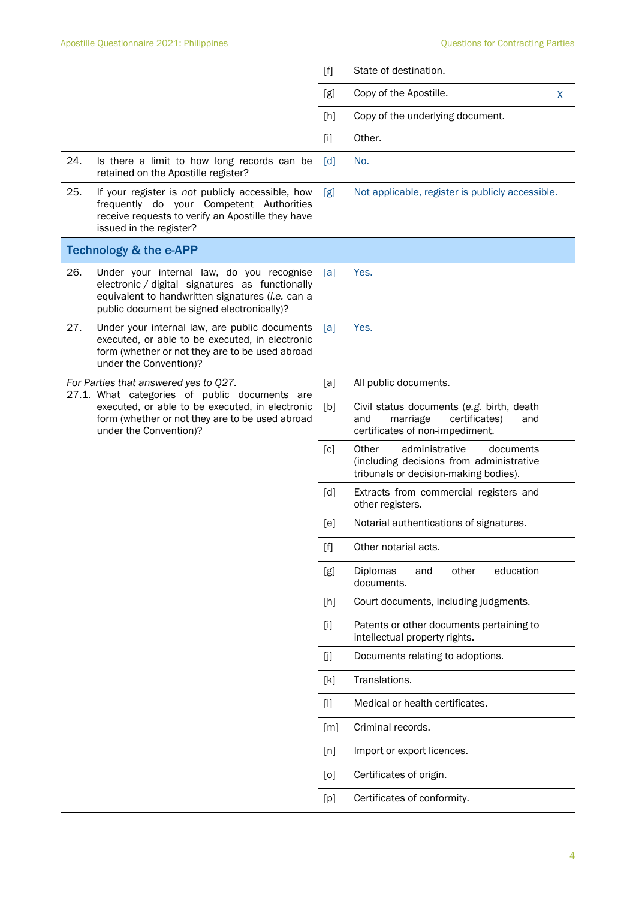| | | | |
|---|---|---|---|
| | [f] | State of destination. | |
| | [g] | Copy of the Apostille. | X |
| | [h] | Copy of the underlying document. | |
| | [i] | Other. | |
| 24. Is there a limit to how long records can be retained on the Apostille register? | [d] | No. | |
| 25. If your register is *not* publicly accessible, how frequently do your Competent Authorities receive requests to verify an Apostille they have issued in the register? | [g] | Not applicable, register is publicly accessible. | |

## Technology & the e-APP

| | | | |
|---|---|---|---|
| 26. Under your internal law, do you recognise electronic / digital signatures as functionally equivalent to handwritten signatures (*i.e.* can a public document be signed electronically)? | [a] | Yes. | |
| 27. Under your internal law, are public documents executed, or able to be executed, in electronic form (whether or not they are to be used abroad under the Convention)? | [a] | Yes. | |
| *For Parties that answered yes to Q27.* 27.1. What categories of public documents are executed, or able to be executed, in electronic form (whether or not they are to be used abroad under the Convention)? | [a] | All public documents. | |
| | [b] | Civil status documents (*e.g.* birth, death and marriage certificates) and certificates of non-impediment. | |
| | [c] | Other administrative documents (including decisions from administrative tribunals or decision-making bodies). | |
| | [d] | Extracts from commercial registers and other registers. | |
| | [e] | Notarial authentications of signatures. | |
| | [f] | Other notarial acts. | |
| | [g] | Diplomas and other education documents. | |
| | [h] | Court documents, including judgments. | |
| | [i] | Patents or other documents pertaining to intellectual property rights. | |
| | [j] | Documents relating to adoptions. | |
| | [k] | Translations. | |
| | [l] | Medical or health certificates. | |
| | [m] | Criminal records. | |
| | [n] | Import or export licences. | |
| | [o] | Certificates of origin. | |
| | [p] | Certificates of conformity. | |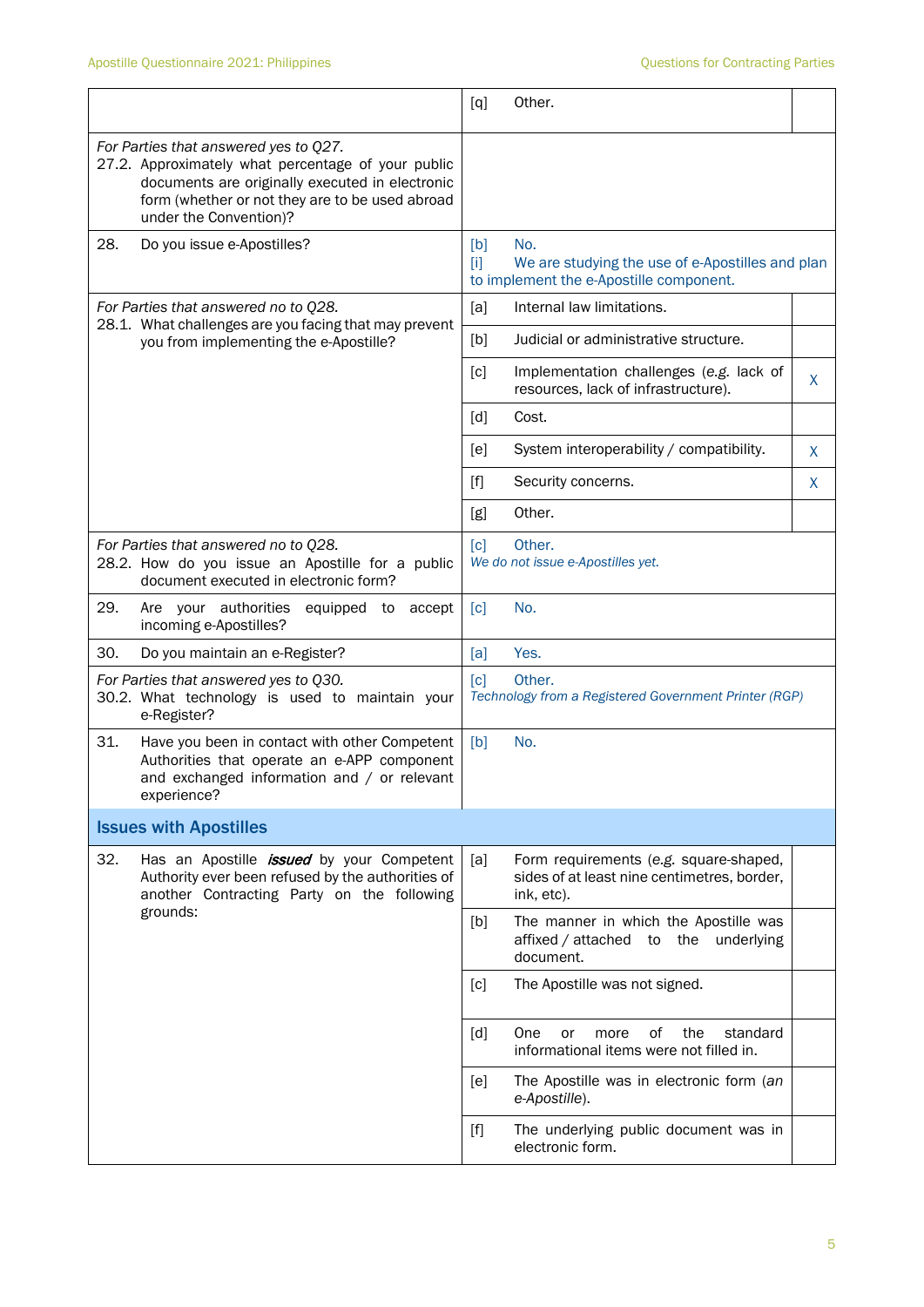| | | |
|---|---|---|
| | [q] Other. | |
| *For Parties that answered yes to Q27.* 27.2. Approximately what percentage of your public documents are originally executed in electronic form (whether or not they are to be used abroad under the Convention)? | | |
| 28. Do you issue e-Apostilles? | [b] No. [i] We are studying the use of e-Apostilles and plan to implement the e-Apostille component. | |
| *For Parties that answered no to Q28.* 28.1. What challenges are you facing that may prevent you from implementing the e-Apostille? | [a] Internal law limitations. | |
| | [b] Judicial or administrative structure. | |
| | [c] Implementation challenges (*e.g.* lack of resources, lack of infrastructure). | X |
| | [d] Cost. | |
| | [e] System interoperability / compatibility. | X |
| | [f] Security concerns. | X |
| | [g] Other. | |
| *For Parties that answered no to Q28.* 28.2. How do you issue an Apostille for a public document executed in electronic form? | [c] Other. *We do not issue e-Apostilles yet.* | |
| 29. Are your authorities equipped to accept incoming e-Apostilles? | [c] No. | |
| 30. Do you maintain an e-Register? | [a] Yes. | |
| *For Parties that answered yes to Q30.* 30.2. What technology is used to maintain your e-Register? | [c] Other. *Technology from a Registered Government Printer (RGP)* | |
| 31. Have you been in contact with other Competent Authorities that operate an e-APP component and exchanged information and / or relevant experience? | [b] No. | |
| **Issues with Apostilles** | | |
| 32. Has an Apostille ***issued*** by your Competent Authority ever been refused by the authorities of another Contracting Party on the following grounds: | [a] Form requirements (*e.g.* square-shaped, sides of at least nine centimetres, border, ink, etc). | |
| | [b] The manner in which the Apostille was affixed / attached to the underlying document. | |
| | [c] The Apostille was not signed. | |
| | [d] One or more of the standard informational items were not filled in. | |
| | [e] The Apostille was in electronic form (*an e-Apostille*). | |
| | [f] The underlying public document was in electronic form. | |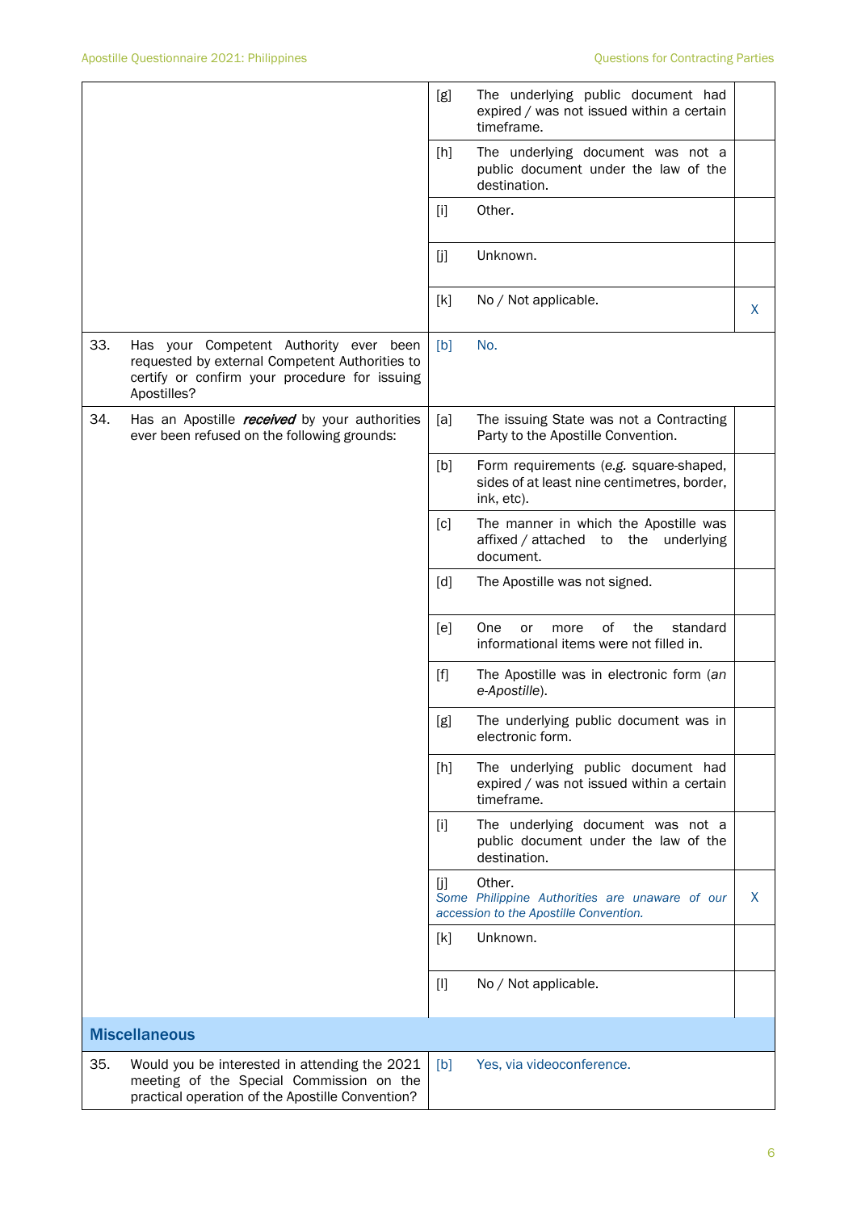| | | | |
|---|---|---|---|
| | [g] | The underlying public document had expired / was not issued within a certain timeframe. | |
| | [h] | The underlying document was not a public document under the law of the destination. | |
| | [i] | Other. | |
| | [j] | Unknown. | |
| | [k] | No / Not applicable. | X |
| 33. Has your Competent Authority ever been requested by external Competent Authorities to certify or confirm your procedure for issuing Apostilles? | [b] | No. | |
| 34. Has an Apostille ***received*** by your authorities ever been refused on the following grounds: | [a] | The issuing State was not a Contracting Party to the Apostille Convention. | |
| | [b] | Form requirements (*e.g.* square-shaped, sides of at least nine centimetres, border, ink, etc). | |
| | [c] | The manner in which the Apostille was affixed / attached to the underlying document. | |
| | [d] | The Apostille was not signed. | |
| | [e] | One or more of the standard informational items were not filled in. | |
| | [f] | The Apostille was in electronic form (*an e-Apostille*). | |
| | [g] | The underlying public document was in electronic form. | |
| | [h] | The underlying public document had expired / was not issued within a certain timeframe. | |
| | [i] | The underlying document was not a public document under the law of the destination. | |
| | [j] | Other. *Some Philippine Authorities are unaware of our accession to the Apostille Convention.* | X |
| | [k] | Unknown. | |
| | [l] | No / Not applicable. | |

## Miscellaneous

| | | | |
|---|---|---|---|
| 35. Would you be interested in attending the 2021 meeting of the Special Commission on the practical operation of the Apostille Convention? | [b] | Yes, via videoconference. | |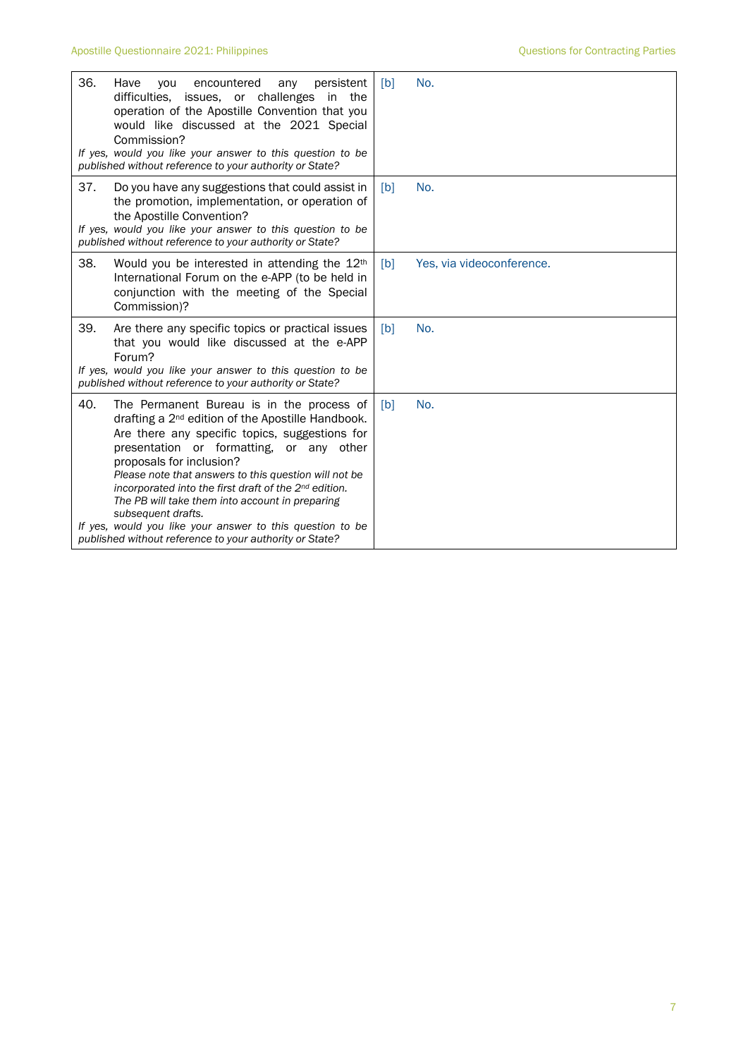| | | |
|---|---|---|
| 36. Have you encountered any persistent difficulties, issues, or challenges in the operation of the Apostille Convention that you would like discussed at the 2021 Special Commission?<br>*If yes, would you like your answer to this question to be published without reference to your authority or State?* | [b] | No. |
| 37. Do you have any suggestions that could assist in the promotion, implementation, or operation of the Apostille Convention?<br>*If yes, would you like your answer to this question to be published without reference to your authority or State?* | [b] | No. |
| 38. Would you be interested in attending the 12th International Forum on the e-APP (to be held in conjunction with the meeting of the Special Commission)? | [b] | Yes, via videoconference. |
| 39. Are there any specific topics or practical issues that you would like discussed at the e-APP Forum?<br>*If yes, would you like your answer to this question to be published without reference to your authority or State?* | [b] | No. |
| 40. The Permanent Bureau is in the process of drafting a 2nd edition of the Apostille Handbook. Are there any specific topics, suggestions for presentation or formatting, or any other proposals for inclusion?<br>*Please note that answers to this question will not be incorporated into the first draft of the 2nd edition. The PB will take them into account in preparing subsequent drafts.*<br>*If yes, would you like your answer to this question to be published without reference to your authority or State?* | [b] | No. |